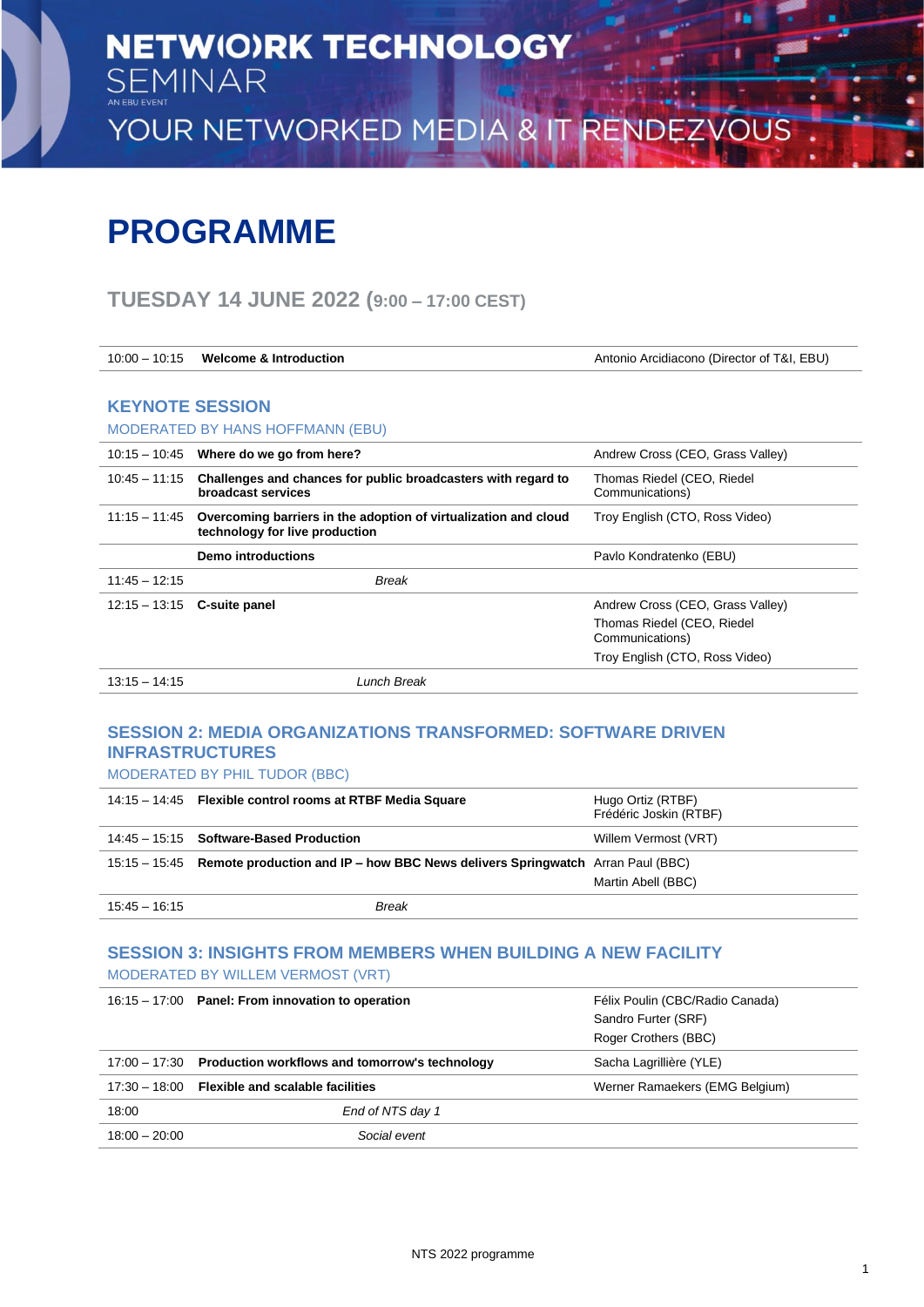# NETW(O)RK TECHNOLOGY SEMINAR

AN EBU EVENT

YOUR NETWORKED MEDIA & IT RENDEZVOUS

# PROGRAMME

## TUESDAY 14 JUNE 2022 (9:00 – 17:00 CEST)

| | | |
|---|---|---|
| 10:00 – 10:15 | **Welcome & Introduction** | Antonio Arcidiacono (Director of T&I, EBU) |

### KEYNOTE SESSION

MODERATED BY HANS HOFFMANN (EBU)

| | | |
|---|---|---|
| 10:15 – 10:45 | **Where do we go from here?** | Andrew Cross (CEO, Grass Valley) |
| 10:45 – 11:15 | **Challenges and chances for public broadcasters with regard to broadcast services** | Thomas Riedel (CEO, Riedel Communications) |
| 11:15 – 11:45 | **Overcoming barriers in the adoption of virtualization and cloud technology for live production** | Troy English (CTO, Ross Video) |
| | **Demo introductions** | Pavlo Kondratenko (EBU) |
| 11:45 – 12:15 | *Break* | |
| 12:15 – 13:15 | **C-suite panel** | Andrew Cross (CEO, Grass Valley)<br>Thomas Riedel (CEO, Riedel Communications)<br>Troy English (CTO, Ross Video) |
| 13:15 – 14:15 | *Lunch Break* | |

### SESSION 2: MEDIA ORGANIZATIONS TRANSFORMED: SOFTWARE DRIVEN INFRASTRUCTURES

MODERATED BY PHIL TUDOR (BBC)

| | | |
|---|---|---|
| 14:15 – 14:45 | **Flexible control rooms at RTBF Media Square** | Hugo Ortiz (RTBF)<br>Frédéric Joskin (RTBF) |
| 14:45 – 15:15 | **Software-Based Production** | Willem Vermost (VRT) |
| 15:15 – 15:45 | **Remote production and IP – how BBC News delivers Springwatch** | Arran Paul (BBC)<br>Martin Abell (BBC) |
| 15:45 – 16:15 | *Break* | |

### SESSION 3: INSIGHTS FROM MEMBERS WHEN BUILDING A NEW FACILITY

MODERATED BY WILLEM VERMOST (VRT)

| | | |
|---|---|---|
| 16:15 – 17:00 | **Panel: From innovation to operation** | Félix Poulin (CBC/Radio Canada)<br>Sandro Furter (SRF)<br>Roger Crothers (BBC) |
| 17:00 – 17:30 | **Production workflows and tomorrow's technology** | Sacha Lagrillière (YLE) |
| 17:30 – 18:00 | **Flexible and scalable facilities** | Werner Ramaekers (EMG Belgium) |
| 18:00 | *End of NTS day 1* | |
| 18:00 – 20:00 | *Social event* | |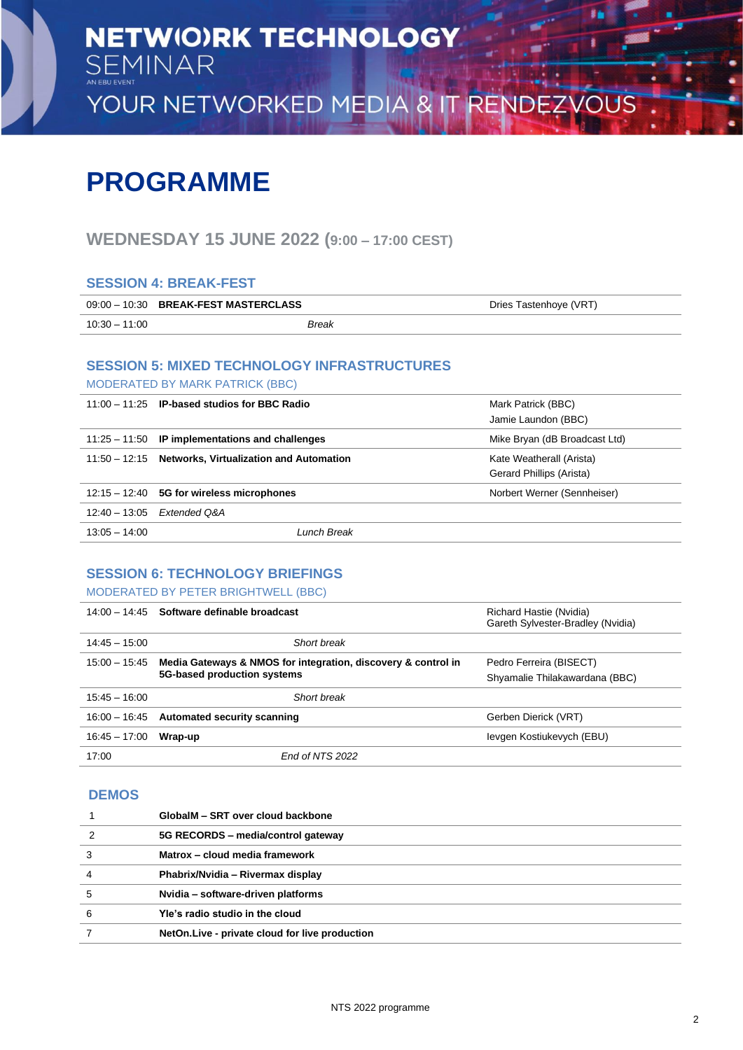NETW(O)RK TECHNOLOGY
SEMINAR
AN EBU EVENT
YOUR NETWORKED MEDIA & IT RENDEZVOUS

# PROGRAMME

## WEDNESDAY 15 JUNE 2022 (9:00 – 17:00 CEST)

### SESSION 4: BREAK-FEST

| | | |
|---|---|---|
| 09:00 – 10:30 | **BREAK-FEST MASTERCLASS** | Dries Tastenhoye (VRT) |
| 10:30 – 11:00 | *Break* | |

### SESSION 5: MIXED TECHNOLOGY INFRASTRUCTURES

MODERATED BY MARK PATRICK (BBC)

| | | |
|---|---|---|
| 11:00 – 11:25 | **IP-based studios for BBC Radio** | Mark Patrick (BBC)<br>Jamie Laundon (BBC) |
| 11:25 – 11:50 | **IP implementations and challenges** | Mike Bryan (dB Broadcast Ltd) |
| 11:50 – 12:15 | **Networks, Virtualization and Automation** | Kate Weatherall (Arista)<br>Gerard Phillips (Arista) |
| 12:15 – 12:40 | **5G for wireless microphones** | Norbert Werner (Sennheiser) |
| 12:40 – 13:05 | *Extended Q&A* | |
| 13:05 – 14:00 | *Lunch Break* | |

### SESSION 6: TECHNOLOGY BRIEFINGS

MODERATED BY PETER BRIGHTWELL (BBC)

| | | |
|---|---|---|
| 14:00 – 14:45 | **Software definable broadcast** | Richard Hastie (Nvidia)<br>Gareth Sylvester-Bradley (Nvidia) |
| 14:45 – 15:00 | *Short break* | |
| 15:00 – 15:45 | **Media Gateways & NMOS for integration, discovery & control in 5G-based production systems** | Pedro Ferreira (BISECT)<br>Shyamalie Thilakawardana (BBC) |
| 15:45 – 16:00 | *Short break* | |
| 16:00 – 16:45 | **Automated security scanning** | Gerben Dierick (VRT) |
| 16:45 – 17:00 | **Wrap-up** | Ievgen Kostiukevych (EBU) |
| 17:00 | *End of NTS 2022* | |

### DEMOS

| | |
|---|---|
| 1 | **GlobalM – SRT over cloud backbone** |
| 2 | **5G RECORDS – media/control gateway** |
| 3 | **Matrox – cloud media framework** |
| 4 | **Phabrix/Nvidia – Rivermax display** |
| 5 | **Nvidia – software-driven platforms** |
| 6 | **Yle's radio studio in the cloud** |
| 7 | **NetOn.Live - private cloud for live production** |